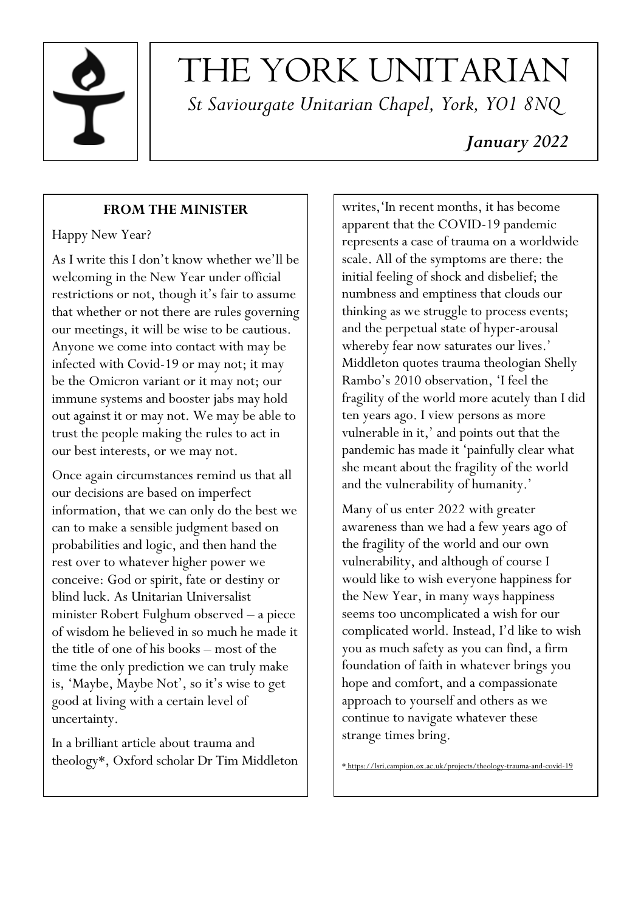# THE YORK UNITARIAN

*St Saviourgate Unitarian Chapel, York, YO1 8NQ*

***January 2022***

## FROM THE MINISTER

Happy New Year?

As I write this I don't know whether we'll be welcoming in the New Year under official restrictions or not, though it's fair to assume that whether or not there are rules governing our meetings, it will be wise to be cautious. Anyone we come into contact with may be infected with Covid-19 or may not; it may be the Omicron variant or it may not; our immune systems and booster jabs may hold out against it or may not. We may be able to trust the people making the rules to act in our best interests, or we may not.

Once again circumstances remind us that all our decisions are based on imperfect information, that we can only do the best we can to make a sensible judgment based on probabilities and logic, and then hand the rest over to whatever higher power we conceive: God or spirit, fate or destiny or blind luck. As Unitarian Universalist minister Robert Fulghum observed – a piece of wisdom he believed in so much he made it the title of one of his books – most of the time the only prediction we can truly make is, 'Maybe, Maybe Not', so it's wise to get good at living with a certain level of uncertainty.

In a brilliant article about trauma and theology*, Oxford scholar Dr Tim Middleton writes, 'In recent months, it has become apparent that the COVID-19 pandemic represents a case of trauma on a worldwide scale. All of the symptoms are there: the initial feeling of shock and disbelief; the numbness and emptiness that clouds our thinking as we struggle to process events; and the perpetual state of hyper-arousal whereby fear now saturates our lives.' Middleton quotes trauma theologian Shelly Rambo's 2010 observation, 'I feel the fragility of the world more acutely than I did ten years ago. I view persons as more vulnerable in it,' and points out that the pandemic has made it 'painfully clear what she meant about the fragility of the world and the vulnerability of humanity.'

Many of us enter 2022 with greater awareness than we had a few years ago of the fragility of the world and our own vulnerability, and although of course I would like to wish everyone happiness for the New Year, in many ways happiness seems too uncomplicated a wish for our complicated world. Instead, I'd like to wish you as much safety as you can find, a firm foundation of faith in whatever brings you hope and comfort, and a compassionate approach to yourself and others as we continue to navigate whatever these strange times bring.

* https://lsri.campion.ox.ac.uk/projects/theology-trauma-and-covid-19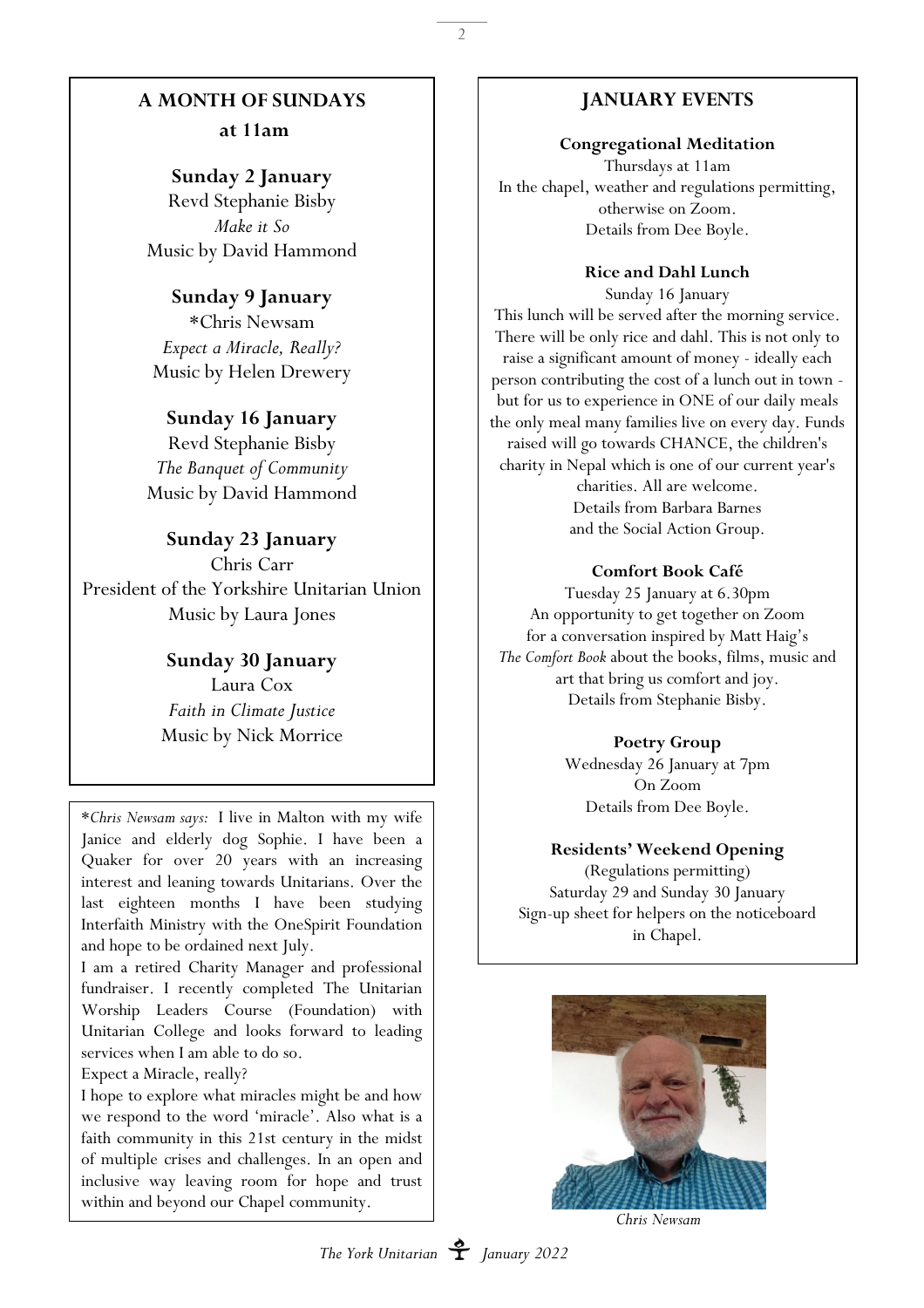## A MONTH OF SUNDAYS at 11am

**Sunday 2 January**
Revd Stephanie Bisby
*Make it So*
Music by David Hammond

**Sunday 9 January**
*Chris Newsam
*Expect a Miracle, Really?*
Music by Helen Drewery

**Sunday 16 January**
Revd Stephanie Bisby
*The Banquet of Community*
Music by David Hammond

**Sunday 23 January**
Chris Carr
President of the Yorkshire Unitarian Union
Music by Laura Jones

**Sunday 30 January**
Laura Cox
*Faith in Climate Justice*
Music by Nick Morrice

*\*Chris Newsam says:* I live in Malton with my wife Janice and elderly dog Sophie. I have been a Quaker for over 20 years with an increasing interest and leaning towards Unitarians. Over the last eighteen months I have been studying Interfaith Ministry with the OneSpirit Foundation and hope to be ordained next July.

I am a retired Charity Manager and professional fundraiser. I recently completed The Unitarian Worship Leaders Course (Foundation) with Unitarian College and looks forward to leading services when I am able to do so.

Expect a Miracle, really?

I hope to explore what miracles might be and how we respond to the word 'miracle'. Also what is a faith community in this 21st century in the midst of multiple crises and challenges. In an open and inclusive way leaving room for hope and trust within and beyond our Chapel community.

## JANUARY EVENTS

**Congregational Meditation**
Thursdays at 11am
In the chapel, weather and regulations permitting, otherwise on Zoom.
Details from Dee Boyle.

**Rice and Dahl Lunch**
Sunday 16 January
This lunch will be served after the morning service. There will be only rice and dahl. This is not only to raise a significant amount of money - ideally each person contributing the cost of a lunch out in town - but for us to experience in ONE of our daily meals the only meal many families live on every day. Funds raised will go towards CHANCE, the children's charity in Nepal which is one of our current year's charities. All are welcome.
Details from Barbara Barnes and the Social Action Group.

**Comfort Book Café**
Tuesday 25 January at 6.30pm
An opportunity to get together on Zoom for a conversation inspired by Matt Haig's *The Comfort Book* about the books, films, music and art that bring us comfort and joy.
Details from Stephanie Bisby.

**Poetry Group**
Wednesday 26 January at 7pm
On Zoom
Details from Dee Boyle.

**Residents' Weekend Opening**
(Regulations permitting)
Saturday 29 and Sunday 30 January
Sign-up sheet for helpers on the noticeboard in Chapel.

*Chris Newsam*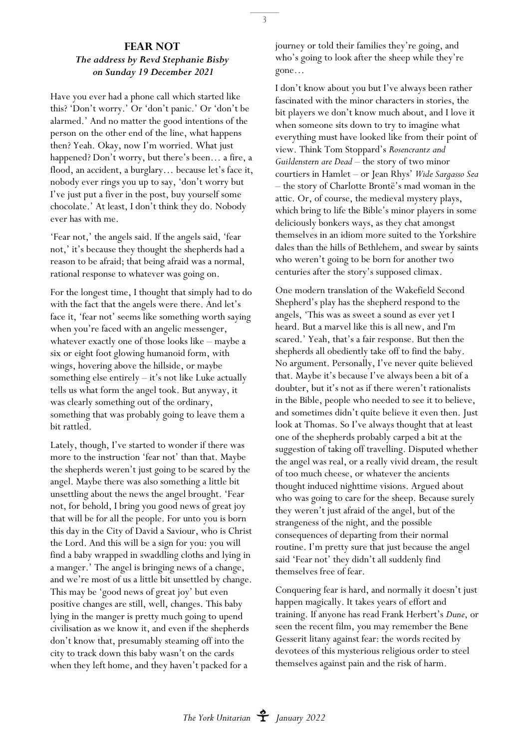## FEAR NOT

***The address by Revd Stephanie Bisby on Sunday 19 December 2021***

Have you ever had a phone call which started like this? 'Don't worry.' Or 'don't panic.' Or 'don't be alarmed.' And no matter the good intentions of the person on the other end of the line, what happens then? Yeah. Okay, now I'm worried. What just happened? Don't worry, but there's been… a fire, a flood, an accident, a burglary… because let's face it, nobody ever rings you up to say, 'don't worry but I've just put a fiver in the post, buy yourself some chocolate.' At least, I don't think they do. Nobody ever has with me.

'Fear not,' the angels said. If the angels said, 'fear not,' it's because they thought the shepherds had a reason to be afraid; that being afraid was a normal, rational response to whatever was going on.

For the longest time, I thought that simply had to do with the fact that the angels were there. And let's face it, 'fear not' seems like something worth saying when you're faced with an angelic messenger, whatever exactly one of those looks like – maybe a six or eight foot glowing humanoid form, with wings, hovering above the hillside, or maybe something else entirely – it's not like Luke actually tells us what form the angel took. But anyway, it was clearly something out of the ordinary, something that was probably going to leave them a bit rattled.

Lately, though, I've started to wonder if there was more to the instruction 'fear not' than that. Maybe the shepherds weren't just going to be scared by the angel. Maybe there was also something a little bit unsettling about the news the angel brought. 'Fear not, for behold, I bring you good news of great joy that will be for all the people. For unto you is born this day in the City of David a Saviour, who is Christ the Lord. And this will be a sign for you: you will find a baby wrapped in swaddling cloths and lying in a manger.' The angel is bringing news of a change, and we're most of us a little bit unsettled by change. This may be 'good news of great joy' but even positive changes are still, well, changes. This baby lying in the manger is pretty much going to upend civilisation as we know it, and even if the shepherds don't know that, presumably steaming off into the city to track down this baby wasn't on the cards when they left home, and they haven't packed for a journey or told their families they're going, and who's going to look after the sheep while they're gone…

I don't know about you but I've always been rather fascinated with the minor characters in stories, the bit players we don't know much about, and I love it when someone sits down to try to imagine what everything must have looked like from their point of view. Think Tom Stoppard's *Rosencrantz and Guildenstern are Dead* – the story of two minor courtiers in Hamlet – or Jean Rhys' *Wide Sargasso Sea* – the story of Charlotte Brontë's mad woman in the attic. Or, of course, the medieval mystery plays, which bring to life the Bible's minor players in some deliciously bonkers ways, as they chat amongst themselves in an idiom more suited to the Yorkshire dales than the hills of Bethlehem, and swear by saints who weren't going to be born for another two centuries after the story's supposed climax.

One modern translation of the Wakefield Second Shepherd's play has the shepherd respond to the angels, 'This was as sweet a sound as ever yet I heard. But a marvel like this is all new, and I'm scared.' Yeah, that's a fair response. But then the shepherds all obediently take off to find the baby. No argument. Personally, I've never quite believed that. Maybe it's because I've always been a bit of a doubter, but it's not as if there weren't rationalists in the Bible, people who needed to see it to believe, and sometimes didn't quite believe it even then. Just look at Thomas. So I've always thought that at least one of the shepherds probably carped a bit at the suggestion of taking off travelling. Disputed whether the angel was real, or a really vivid dream, the result of too much cheese, or whatever the ancients thought induced nighttime visions. Argued about who was going to care for the sheep. Because surely they weren't just afraid of the angel, but of the strangeness of the night, and the possible consequences of departing from their normal routine. I'm pretty sure that just because the angel said 'Fear not' they didn't all suddenly find themselves free of fear.

Conquering fear is hard, and normally it doesn't just happen magically. It takes years of effort and training. If anyone has read Frank Herbert's *Dune*, or seen the recent film, you may remember the Bene Gesserit litany against fear: the words recited by devotees of this mysterious religious order to steel themselves against pain and the risk of harm.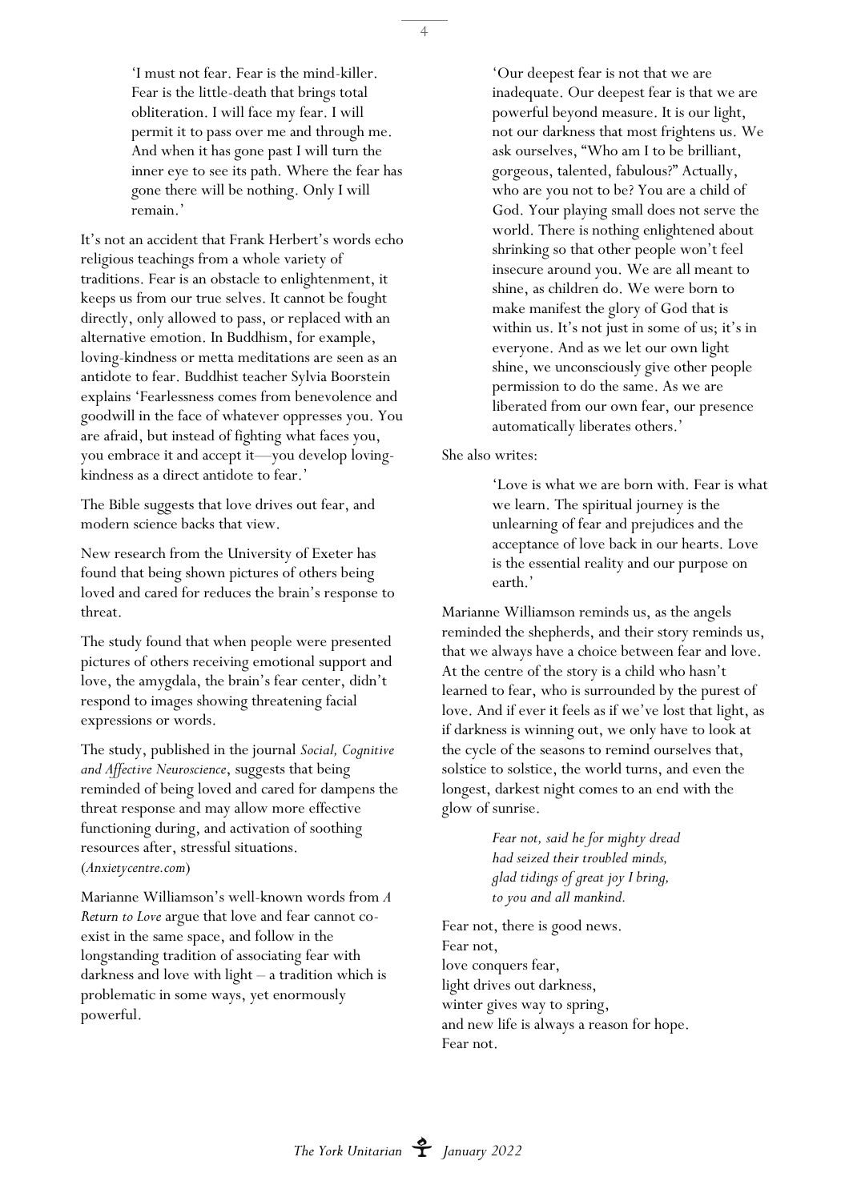> 'I must not fear. Fear is the mind-killer. Fear is the little-death that brings total obliteration. I will face my fear. I will permit it to pass over me and through me. And when it has gone past I will turn the inner eye to see its path. Where the fear has gone there will be nothing. Only I will remain.'

It's not an accident that Frank Herbert's words echo religious teachings from a whole variety of traditions. Fear is an obstacle to enlightenment, it keeps us from our true selves. It cannot be fought directly, only allowed to pass, or replaced with an alternative emotion. In Buddhism, for example, loving-kindness or metta meditations are seen as an antidote to fear. Buddhist teacher Sylvia Boorstein explains 'Fearlessness comes from benevolence and goodwill in the face of whatever oppresses you. You are afraid, but instead of fighting what faces you, you embrace it and accept it—you develop loving-kindness as a direct antidote to fear.'

The Bible suggests that love drives out fear, and modern science backs that view.

New research from the University of Exeter has found that being shown pictures of others being loved and cared for reduces the brain's response to threat.

The study found that when people were presented pictures of others receiving emotional support and love, the amygdala, the brain's fear center, didn't respond to images showing threatening facial expressions or words.

The study, published in the journal *Social, Cognitive and Affective Neuroscience*, suggests that being reminded of being loved and cared for dampens the threat response and may allow more effective functioning during, and activation of soothing resources after, stressful situations. (*Anxietycentre.com*)

Marianne Williamson's well-known words from *A Return to Love* argue that love and fear cannot co-exist in the same space, and follow in the longstanding tradition of associating fear with darkness and love with light – a tradition which is problematic in some ways, yet enormously powerful.

> 'Our deepest fear is not that we are inadequate. Our deepest fear is that we are powerful beyond measure. It is our light, not our darkness that most frightens us. We ask ourselves, "Who am I to be brilliant, gorgeous, talented, fabulous?" Actually, who are you not to be? You are a child of God. Your playing small does not serve the world. There is nothing enlightened about shrinking so that other people won't feel insecure around you. We are all meant to shine, as children do. We were born to make manifest the glory of God that is within us. It's not just in some of us; it's in everyone. And as we let our own light shine, we unconsciously give other people permission to do the same. As we are liberated from our own fear, our presence automatically liberates others.'

She also writes:

> 'Love is what we are born with. Fear is what we learn. The spiritual journey is the unlearning of fear and prejudices and the acceptance of love back in our hearts. Love is the essential reality and our purpose on earth.'

Marianne Williamson reminds us, as the angels reminded the shepherds, and their story reminds us, that we always have a choice between fear and love. At the centre of the story is a child who hasn't learned to fear, who is surrounded by the purest of love. And if ever it feels as if we've lost that light, as if darkness is winning out, we only have to look at the cycle of the seasons to remind ourselves that, solstice to solstice, the world turns, and even the longest, darkest night comes to an end with the glow of sunrise.

> *Fear not, said he for mighty dread*
> *had seized their troubled minds,*
> *glad tidings of great joy I bring,*
> *to you and all mankind.*

Fear not, there is good news.
Fear not,
love conquers fear,
light drives out darkness,
winter gives way to spring,
and new life is always a reason for hope.
Fear not.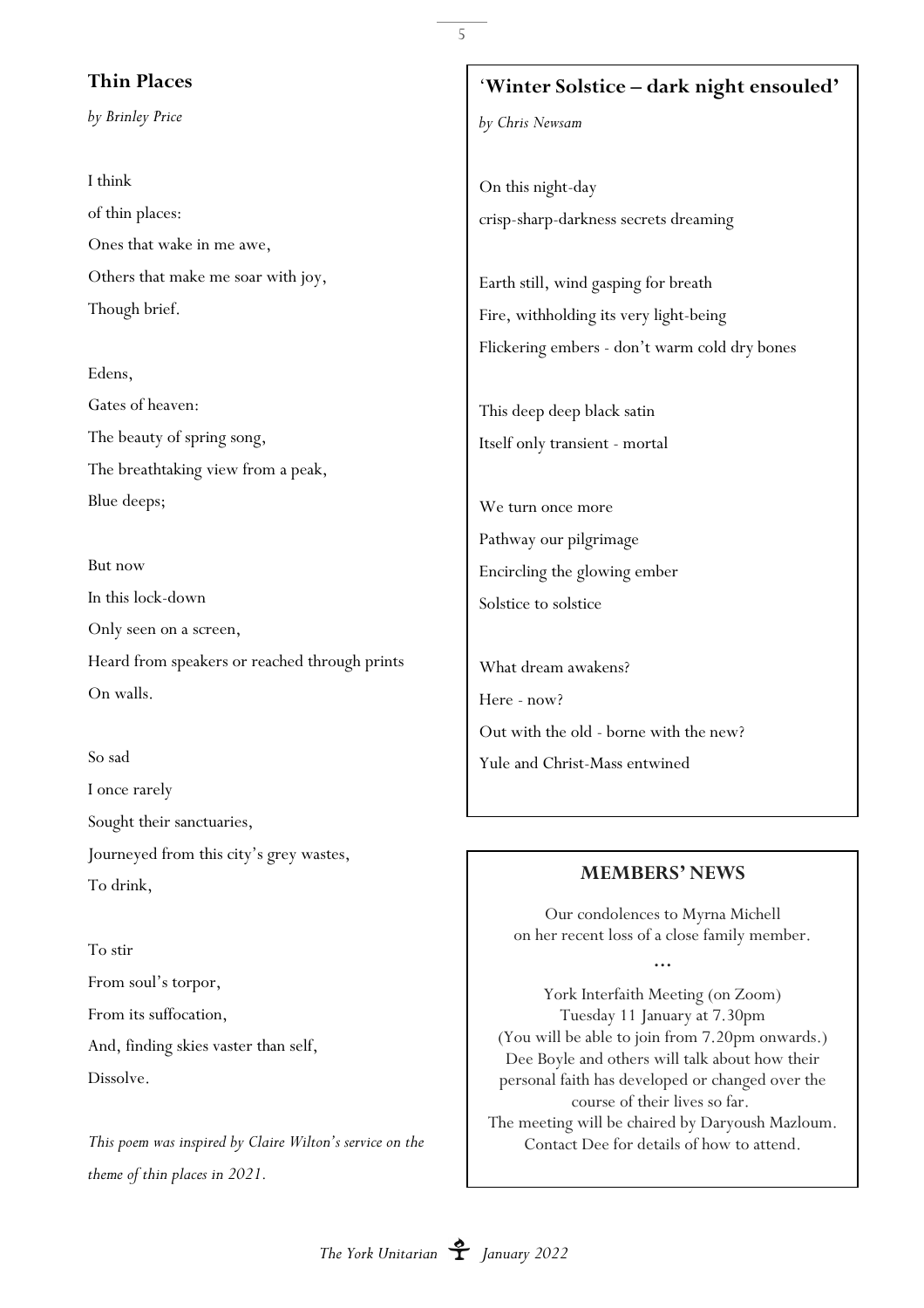## Thin Places

*by Brinley Price*

I think  
of thin places:  
Ones that wake in me awe,  
Others that make me soar with joy,  
Though brief.

Edens,  
Gates of heaven:  
The beauty of spring song,  
The breathtaking view from a peak,  
Blue deeps;

But now  
In this lock-down  
Only seen on a screen,  
Heard from speakers or reached through prints  
On walls.

So sad  
I once rarely  
Sought their sanctuaries,  
Journeyed from this city's grey wastes,  
To drink,

To stir  
From soul's torpor,  
From its suffocation,  
And, finding skies vaster than self,  
Dissolve.

*This poem was inspired by Claire Wilton's service on the theme of thin places in 2021.*

## 'Winter Solstice – dark night ensouled'

*by Chris Newsam*

On this night-day  
crisp-sharp-darkness secrets dreaming

Earth still, wind gasping for breath  
Fire, withholding its very light-being  
Flickering embers - don't warm cold dry bones

This deep deep black satin  
Itself only transient - mortal

We turn once more  
Pathway our pilgrimage  
Encircling the glowing ember  
Solstice to solstice

What dream awakens?  
Here - now?  
Out with the old - borne with the new?  
Yule and Christ-Mass entwined

## MEMBERS' NEWS

Our condolences to Myrna Michell on her recent loss of a close family member.

...

York Interfaith Meeting (on Zoom)  
Tuesday 11 January at 7.30pm  
(You will be able to join from 7.20pm onwards.)  
Dee Boyle and others will talk about how their personal faith has developed or changed over the course of their lives so far.  
The meeting will be chaired by Daryoush Mazloum.  
Contact Dee for details of how to attend.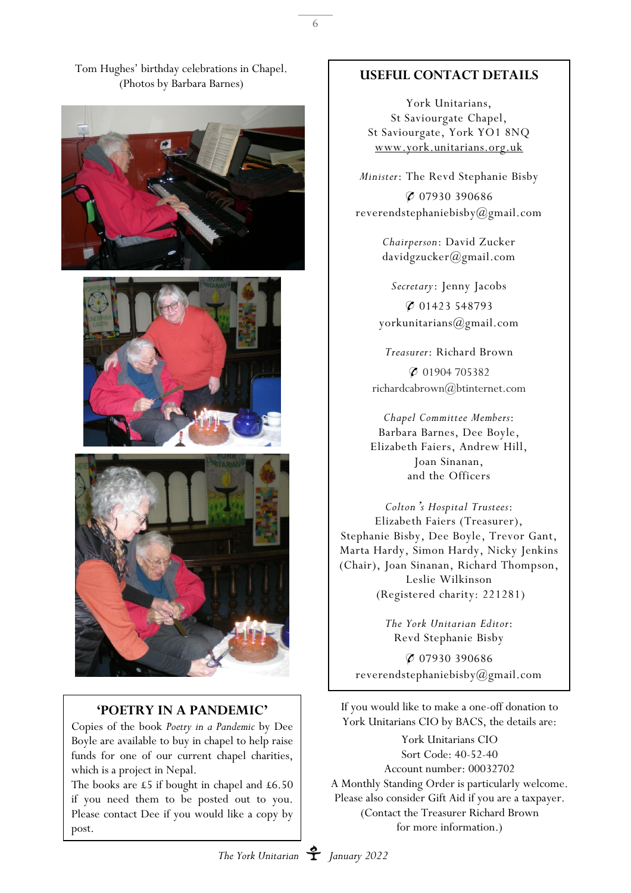Tom Hughes' birthday celebrations in Chapel.
(Photos by Barbara Barnes)

## 'POETRY IN A PANDEMIC'

Copies of the book *Poetry in a Pandemic* by Dee Boyle are available to buy in chapel to help raise funds for one of our current chapel charities, which is a project in Nepal.

The books are £5 if bought in chapel and £6.50 if you need them to be posted out to you. Please contact Dee if you would like a copy by post.

## USEFUL CONTACT DETAILS

York Unitarians,
St Saviourgate Chapel,
St Saviourgate, York YO1 8NQ
www.york.unitarians.org.uk

*Minister*: The Revd Stephanie Bisby
✆ 07930 390686
reverendstephaniebisby@gmail.com

*Chairperson*: David Zucker
davidgzucker@gmail.com

*Secretary*: Jenny Jacobs
✆ 01423 548793
yorkunitarians@gmail.com

*Treasurer*: Richard Brown
✆ 01904 705382
richardcabrown@btinternet.com

*Chapel Committee Members*:
Barbara Barnes, Dee Boyle,
Elizabeth Faiers, Andrew Hill,
Joan Sinanan,
and the Officers

*Colton's Hospital Trustees*:
Elizabeth Faiers (Treasurer),
Stephanie Bisby, Dee Boyle, Trevor Gant,
Marta Hardy, Simon Hardy, Nicky Jenkins
(Chair), Joan Sinanan, Richard Thompson,
Leslie Wilkinson
(Registered charity: 221281)

*The York Unitarian Editor*:
Revd Stephanie Bisby
✆ 07930 390686
reverendstephaniebisby@gmail.com

If you would like to make a one-off donation to York Unitarians CIO by BACS, the details are:

York Unitarians CIO
Sort Code: 40-52-40
Account number: 00032702

A Monthly Standing Order is particularly welcome.
Please also consider Gift Aid if you are a taxpayer.
(Contact the Treasurer Richard Brown for more information.)